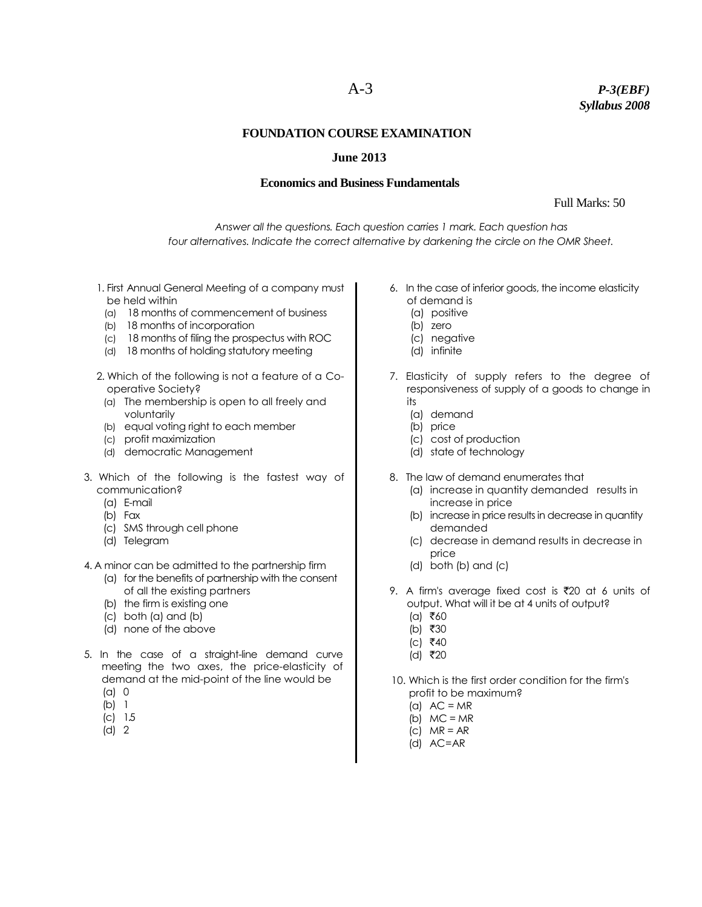A-3

***P-3(EBF)***
***Syllabus 2008***

# FOUNDATION COURSE EXAMINATION

## June 2013

## Economics and Business Fundamentals

Full Marks: 50

*Answer all the questions. Each question carries 1 mark. Each question has four alternatives. Indicate the correct alternative by darkening the circle on the OMR Sheet.*

1. First Annual General Meeting of a company must be held within
   - (a) 18 months of commencement of business
   - (b) 18 months of incorporation
   - (c) 18 months of filing the prospectus with ROC
   - (d) 18 months of holding statutory meeting

2. Which of the following is not a feature of a Co-operative Society?
   - (a) The membership is open to all freely and voluntarily
   - (b) equal voting right to each member
   - (c) profit maximization
   - (d) democratic Management

3. Which of the following is the fastest way of communication?
   - (a) E-mail
   - (b) Fax
   - (c) SMS through cell phone
   - (d) Telegram

4. A minor can be admitted to the partnership firm
   - (a) for the benefits of partnership with the consent of all the existing partners
   - (b) the firm is existing one
   - (c) both (a) and (b)
   - (d) none of the above

5. In the case of a straight-line demand curve meeting the two axes, the price-elasticity of demand at the mid-point of the line would be
   - (a) 0
   - (b) 1
   - (c) 1.5
   - (d) 2

6. In the case of inferior goods, the income elasticity of demand is
   - (a) positive
   - (b) zero
   - (c) negative
   - (d) infinite

7. Elasticity of supply refers to the degree of responsiveness of supply of a goods to change in its
   - (a) demand
   - (b) price
   - (c) cost of production
   - (d) state of technology

8. The law of demand enumerates that
   - (a) increase in quantity demanded results in increase in price
   - (b) increase in price results in decrease in quantity demanded
   - (c) decrease in demand results in decrease in price
   - (d) both (b) and (c)

9. A firm's average fixed cost is ₹20 at 6 units of output. What will it be at 4 units of output?
   - (a) ₹60
   - (b) ₹30
   - (c) ₹40
   - (d) ₹20

10. Which is the first order condition for the firm's profit to be maximum?
    - (a) AC = MR
    - (b) MC = MR
    - (c) MR = AR
    - (d) AC=AR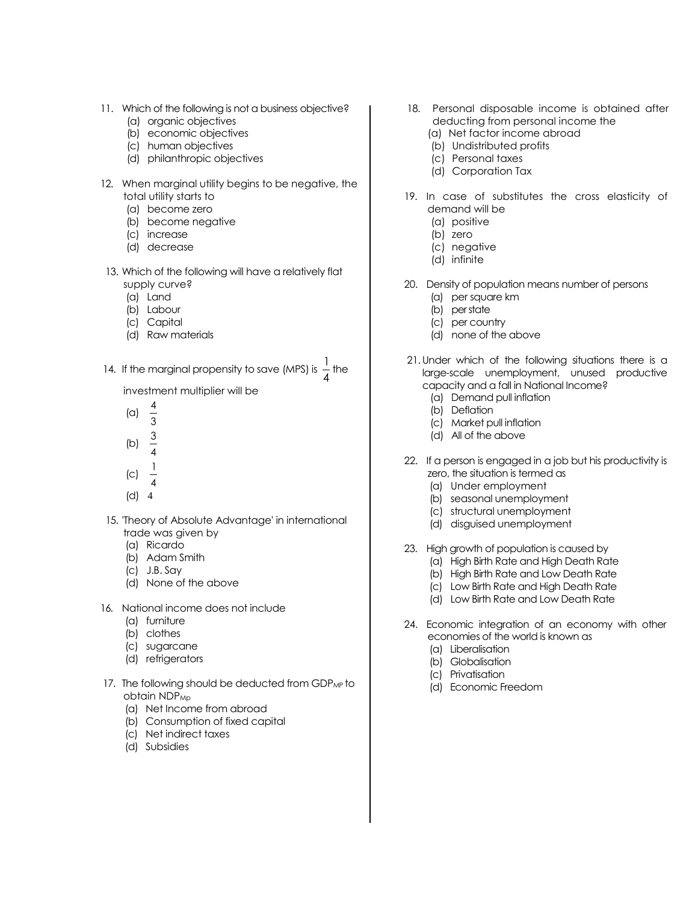11. Which of the following is not a business objective?
    (a) organic objectives
    (b) economic objectives
    (c) human objectives
    (d) philanthropic objectives

12. When marginal utility begins to be negative, the total utility starts to
    (a) become zero
    (b) become negative
    (c) increase
    (d) decrease

13. Which of the following will have a relatively flat supply curve?
    (a) Land
    (b) Labour
    (c) Capital
    (d) Raw materials

14. If the marginal propensity to save (MPS) is $\frac{1}{4}$ the investment multiplier will be
    (a) $\frac{4}{3}$
    (b) $\frac{3}{4}$
    (c) $\frac{1}{4}$
    (d) 4

15. 'Theory of Absolute Advantage' in international trade was given by
    (a) Ricardo
    (b) Adam Smith
    (c) J.B. Say
    (d) None of the above

16. National income does not include
    (a) furniture
    (b) clothes
    (c) sugarcane
    (d) refrigerators

17. The following should be deducted from $GDP_{MP}$ to obtain $NDP_{Mp}$
    (a) Net Income from abroad
    (b) Consumption of fixed capital
    (c) Net indirect taxes
    (d) Subsidies

18. Personal disposable income is obtained after deducting from personal income the
    (a) Net factor income abroad
    (b) Undistributed profits
    (c) Personal taxes
    (d) Corporation Tax

19. In case of substitutes the cross elasticity of demand will be
    (a) positive
    (b) zero
    (c) negative
    (d) infinite

20. Density of population means number of persons
    (a) per square km
    (b) per state
    (c) per country
    (d) none of the above

21. Under which of the following situations there is a large-scale unemployment, unused productive capacity and a fall in National Income?
    (a) Demand pull inflation
    (b) Deflation
    (c) Market pull inflation
    (d) All of the above

22. If a person is engaged in a job but his productivity is zero, the situation is termed as
    (a) Under employment
    (b) seasonal unemployment
    (c) structural unemployment
    (d) disguised unemployment

23. High growth of population is caused by
    (a) High Birth Rate and High Death Rate
    (b) High Birth Rate and Low Death Rate
    (c) Low Birth Rate and High Death Rate
    (d) Low Birth Rate and Low Death Rate

24. Economic integration of an economy with other economies of the world is known as
    (a) Liberalisation
    (b) Globalisation
    (c) Privatisation
    (d) Economic Freedom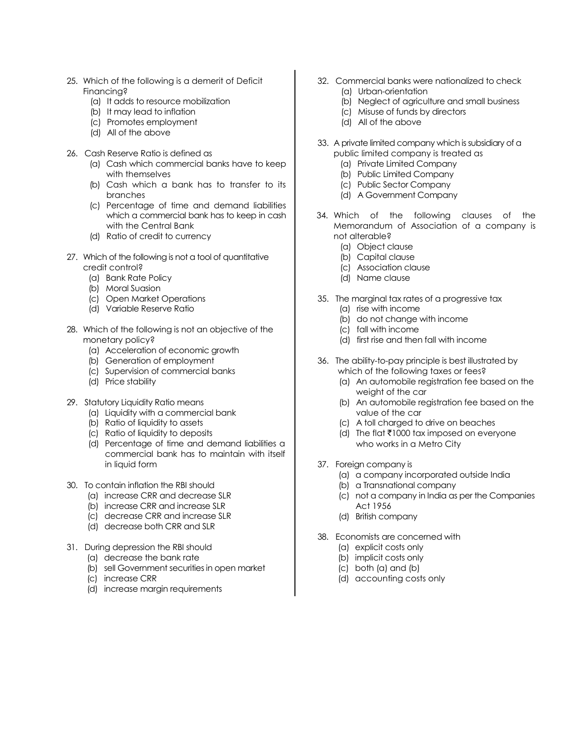25. Which of the following is a demerit of Deficit Financing?
    (a) It adds to resource mobilization
    (b) It may lead to inflation
    (c) Promotes employment
    (d) All of the above

26. Cash Reserve Ratio is defined as
    (a) Cash which commercial banks have to keep with themselves
    (b) Cash which a bank has to transfer to its branches
    (c) Percentage of time and demand liabilities which a commercial bank has to keep in cash with the Central Bank
    (d) Ratio of credit to currency

27. Which of the following is not a tool of quantitative credit control?
    (a) Bank Rate Policy
    (b) Moral Suasion
    (c) Open Market Operations
    (d) Variable Reserve Ratio

28. Which of the following is not an objective of the monetary policy?
    (a) Acceleration of economic growth
    (b) Generation of employment
    (c) Supervision of commercial banks
    (d) Price stability

29. Statutory Liquidity Ratio means
    (a) Liquidity with a commercial bank
    (b) Ratio of liquidity to assets
    (c) Ratio of liquidity to deposits
    (d) Percentage of time and demand liabilities a commercial bank has to maintain with itself in liquid form

30. To contain inflation the RBI should
    (a) increase CRR and decrease SLR
    (b) increase CRR and increase SLR
    (c) decrease CRR and increase SLR
    (d) decrease both CRR and SLR

31. During depression the RBI should
    (a) decrease the bank rate
    (b) sell Government securities in open market
    (c) increase CRR
    (d) increase margin requirements

32. Commercial banks were nationalized to check
    (a) Urban-orientation
    (b) Neglect of agriculture and small business
    (c) Misuse of funds by directors
    (d) All of the above

33. A private limited company which is subsidiary of a public limited company is treated as
    (a) Private Limited Company
    (b) Public Limited Company
    (c) Public Sector Company
    (d) A Government Company

34. Which of the following clauses of the Memorandum of Association of a company is not alterable?
    (a) Object clause
    (b) Capital clause
    (c) Association clause
    (d) Name clause

35. The marginal tax rates of a progressive tax
    (a) rise with income
    (b) do not change with income
    (c) fall with income
    (d) first rise and then fall with income

36. The ability-to-pay principle is best illustrated by which of the following taxes or fees?
    (a) An automobile registration fee based on the weight of the car
    (b) An automobile registration fee based on the value of the car
    (c) A toll charged to drive on beaches
    (d) The flat ₹1000 tax imposed on everyone who works in a Metro City

37. Foreign company is
    (a) a company incorporated outside India
    (b) a Transnational company
    (c) not a company in India as per the Companies Act 1956
    (d) British company

38. Economists are concerned with
    (a) explicit costs only
    (b) implicit costs only
    (c) both (a) and (b)
    (d) accounting costs only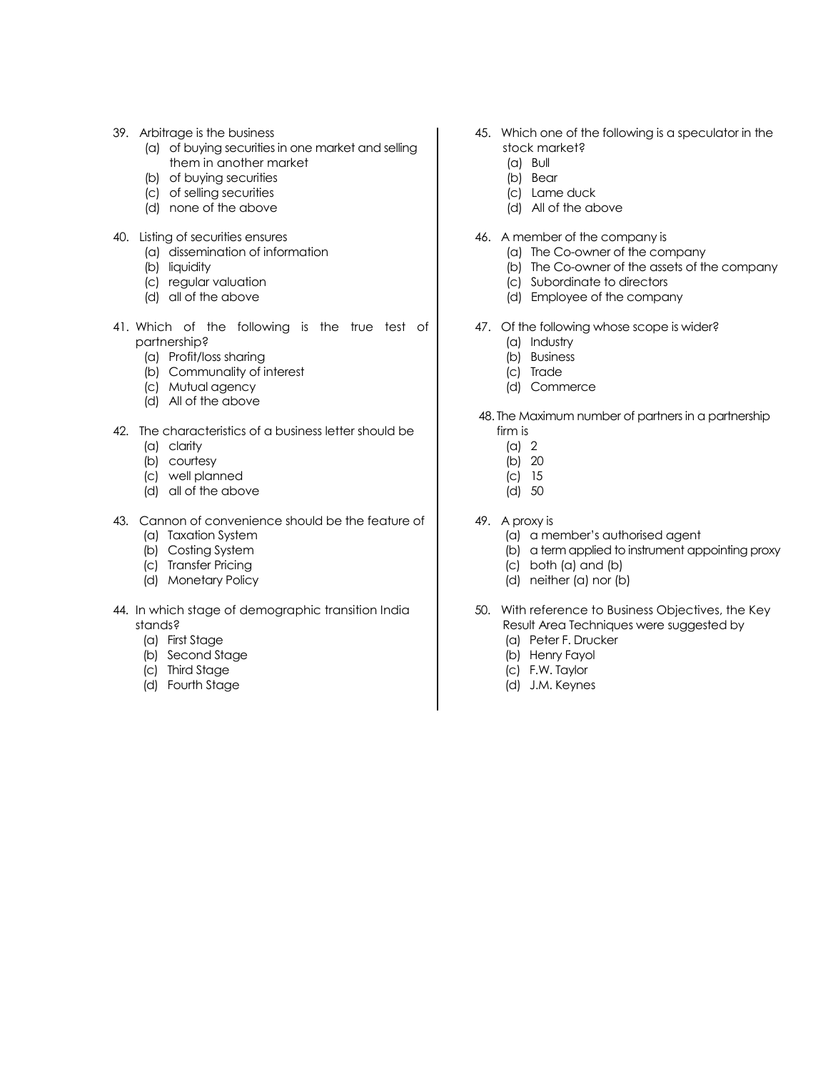39. Arbitrage is the business
    (a) of buying securities in one market and selling them in another market
    (b) of buying securities
    (c) of selling securities
    (d) none of the above

40. Listing of securities ensures
    (a) dissemination of information
    (b) liquidity
    (c) regular valuation
    (d) all of the above

41. Which of the following is the true test of partnership?
    (a) Profit/loss sharing
    (b) Communality of interest
    (c) Mutual agency
    (d) All of the above

42. The characteristics of a business letter should be
    (a) clarity
    (b) courtesy
    (c) well planned
    (d) all of the above

43. Cannon of convenience should be the feature of
    (a) Taxation System
    (b) Costing System
    (c) Transfer Pricing
    (d) Monetary Policy

44. In which stage of demographic transition India stands?
    (a) First Stage
    (b) Second Stage
    (c) Third Stage
    (d) Fourth Stage

45. Which one of the following is a speculator in the stock market?
    (a) Bull
    (b) Bear
    (c) Lame duck
    (d) All of the above

46. A member of the company is
    (a) The Co-owner of the company
    (b) The Co-owner of the assets of the company
    (c) Subordinate to directors
    (d) Employee of the company

47. Of the following whose scope is wider?
    (a) Industry
    (b) Business
    (c) Trade
    (d) Commerce

48. The Maximum number of partners in a partnership firm is
    (a) 2
    (b) 20
    (c) 15
    (d) 50

49. A proxy is
    (a) a member's authorised agent
    (b) a term applied to instrument appointing proxy
    (c) both (a) and (b)
    (d) neither (a) nor (b)

50. With reference to Business Objectives, the Key Result Area Techniques were suggested by
    (a) Peter F. Drucker
    (b) Henry Fayol
    (c) F.W. Taylor
    (d) J.M. Keynes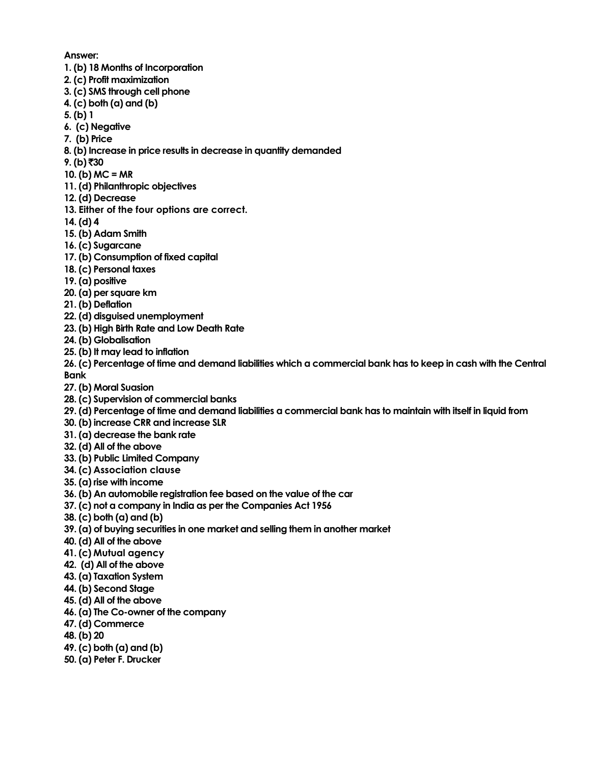**Answer:**

**1. (b) 18 Months of Incorporation**
**2. (c) Profit maximization**
**3. (c) SMS through cell phone**
**4. (c) both (a) and (b)**
**5. (b) 1**
**6. (c) Negative**
**7. (b) Price**
**8. (b) Increase in price results in decrease in quantity demanded**
**9. (b) ₹30**
**10. (b) MC = MR**
**11. (d) Philanthropic objectives**
**12. (d) Decrease**
**13. Either of the four options are correct.**
**14. (d) 4**
**15. (b) Adam Smith**
**16. (c) Sugarcane**
**17. (b) Consumption of fixed capital**
**18. (c) Personal taxes**
**19. (a) positive**
**20. (a) per square km**
**21. (b) Deflation**
**22. (d) disguised unemployment**
**23. (b) High Birth Rate and Low Death Rate**
**24. (b) Globalisation**
**25. (b) It may lead to inflation**
**26. (c) Percentage of time and demand liabilities which a commercial bank has to keep in cash with the Central Bank**
**27. (b) Moral Suasion**
**28. (c) Supervision of commercial banks**
**29. (d) Percentage of time and demand liabilities a commercial bank has to maintain with itself in liquid from**
**30. (b) increase CRR and increase SLR**
**31. (a) decrease the bank rate**
**32. (d) All of the above**
**33. (b) Public Limited Company**
**34. (c) Association clause**
**35. (a) rise with income**
**36. (b) An automobile registration fee based on the value of the car**
**37. (c) not a company in India as per the Companies Act 1956**
**38. (c) both (a) and (b)**
**39. (a) of buying securities in one market and selling them in another market**
**40. (d) All of the above**
**41. (c) Mutual agency**
**42. (d) All of the above**
**43. (a) Taxation System**
**44. (b) Second Stage**
**45. (d) All of the above**
**46. (a) The Co-owner of the company**
**47. (d) Commerce**
**48. (b) 20**
**49. (c) both (a) and (b)**
**50. (a) Peter F. Drucker**